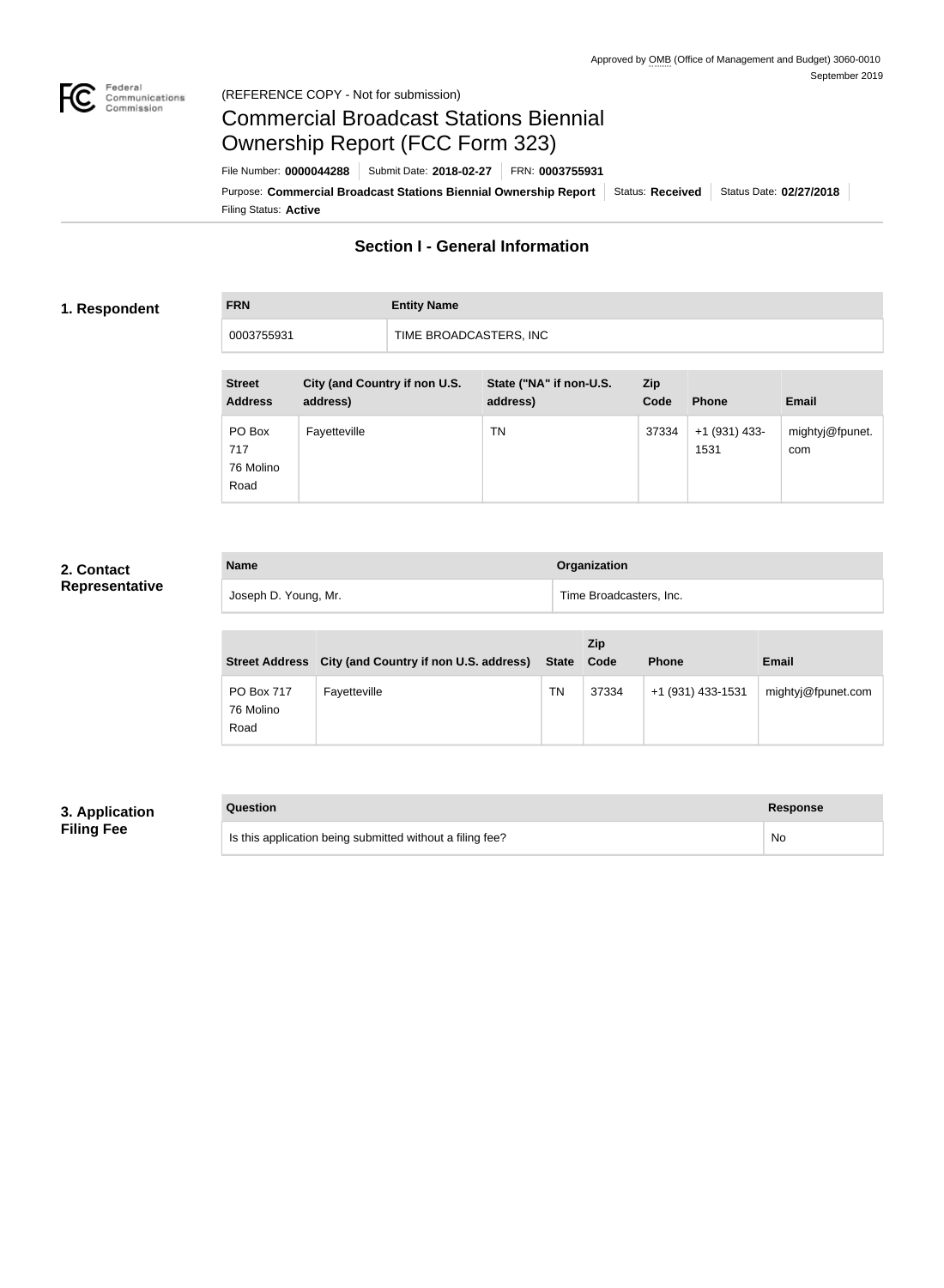Approved by OMB (Office of Management and Budget) 3060-0010
September 2019

(REFERENCE COPY - Not for submission)

# Commercial Broadcast Stations Biennial Ownership Report (FCC Form 323)

File Number: **0000044288** | Submit Date: **2018-02-27** | FRN: **0003755931**

Purpose: **Commercial Broadcast Stations Biennial Ownership Report** | Status: **Received** | Status Date: **02/27/2018**

Filing Status: **Active**

## Section I - General Information

### 1. Respondent

| FRN | Entity Name |
| --- | --- |
| 0003755931 | TIME BROADCASTERS, INC |

| Street Address | City (and Country if non U.S. address) | State ("NA" if non-U.S. address) | Zip Code | Phone | Email |
| --- | --- | --- | --- | --- | --- |
| PO Box 717 76 Molino Road | Fayetteville | TN | 37334 | +1 (931) 433-1531 | mightyj@fpunet.com |

### 2. Contact Representative

| Name | Organization |
| --- | --- |
| Joseph D. Young, Mr. | Time Broadcasters, Inc. |

| Street Address | City (and Country if non U.S. address) | State | Zip Code | Phone | Email |
| --- | --- | --- | --- | --- | --- |
| PO Box 717 76 Molino Road | Fayetteville | TN | 37334 | +1 (931) 433-1531 | mightyj@fpunet.com |

### 3. Application Filing Fee

| Question | Response |
| --- | --- |
| Is this application being submitted without a filing fee? | No |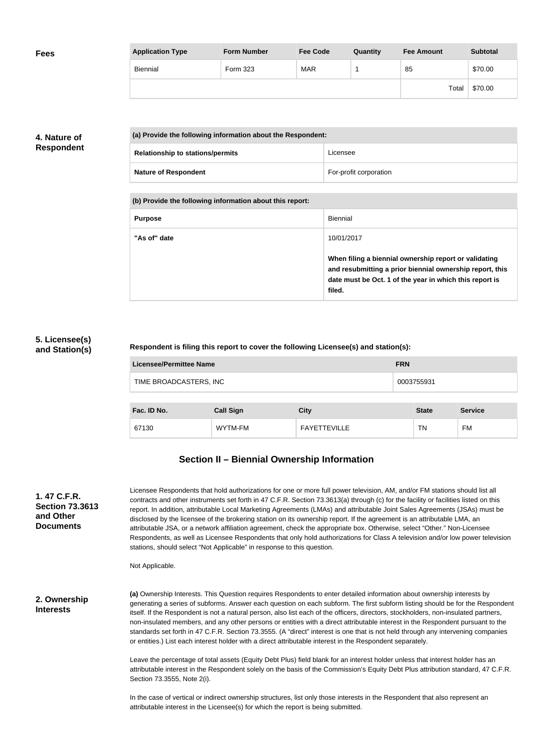**Fees**

| Application Type | Form Number | Fee Code | Quantity | Fee Amount | Subtotal |
|---|---|---|---|---|---|
| Biennial | Form 323 | MAR | 1 | 85 | $70.00 |
| | | | | Total | $70.00 |

**4. Nature of Respondent**

| (a) Provide the following information about the Respondent: | |
|---|---|
| Relationship to stations/permits | Licensee |
| Nature of Respondent | For-profit corporation |

| (b) Provide the following information about this report: | |
|---|---|
| Purpose | Biennial |
| "As of" date | 10/01/2017<br><br>**When filing a biennial ownership report or validating and resubmitting a prior biennial ownership report, this date must be Oct. 1 of the year in which this report is filed.** |

**5. Licensee(s) and Station(s)**

**Respondent is filing this report to cover the following Licensee(s) and station(s):**

| Licensee/Permittee Name | FRN |
|---|---|
| TIME BROADCASTERS, INC | 0003755931 |

| Fac. ID No. | Call Sign | City | State | Service |
|---|---|---|---|---|
| 67130 | WYTM-FM | FAYETTEVILLE | TN | FM |

## Section II – Biennial Ownership Information

**1. 47 C.F.R. Section 73.3613 and Other Documents**

Licensee Respondents that hold authorizations for one or more full power television, AM, and/or FM stations should list all contracts and other instruments set forth in 47 C.F.R. Section 73.3613(a) through (c) for the facility or facilities listed on this report. In addition, attributable Local Marketing Agreements (LMAs) and attributable Joint Sales Agreements (JSAs) must be disclosed by the licensee of the brokering station on its ownership report. If the agreement is an attributable LMA, an attributable JSA, or a network affiliation agreement, check the appropriate box. Otherwise, select "Other." Non-Licensee Respondents, as well as Licensee Respondents that only hold authorizations for Class A television and/or low power television stations, should select "Not Applicable" in response to this question.

Not Applicable.

**2. Ownership Interests**

**(a)** Ownership Interests. This Question requires Respondents to enter detailed information about ownership interests by generating a series of subforms. Answer each question on each subform. The first subform listing should be for the Respondent itself. If the Respondent is not a natural person, also list each of the officers, directors, stockholders, non-insulated partners, non-insulated members, and any other persons or entities with a direct attributable interest in the Respondent pursuant to the standards set forth in 47 C.F.R. Section 73.3555. (A "direct" interest is one that is not held through any intervening companies or entities.) List each interest holder with a direct attributable interest in the Respondent separately.

Leave the percentage of total assets (Equity Debt Plus) field blank for an interest holder unless that interest holder has an attributable interest in the Respondent solely on the basis of the Commission's Equity Debt Plus attribution standard, 47 C.F.R. Section 73.3555, Note 2(i).

In the case of vertical or indirect ownership structures, list only those interests in the Respondent that also represent an attributable interest in the Licensee(s) for which the report is being submitted.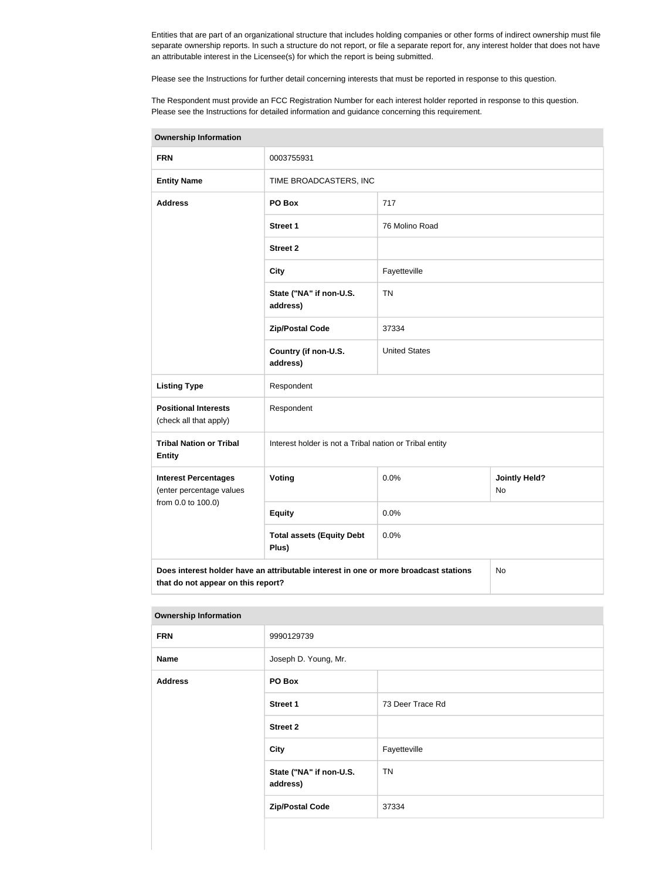Entities that are part of an organizational structure that includes holding companies or other forms of indirect ownership must file separate ownership reports. In such a structure do not report, or file a separate report for, any interest holder that does not have an attributable interest in the Licensee(s) for which the report is being submitted.

Please see the Instructions for further detail concerning interests that must be reported in response to this question.

The Respondent must provide an FCC Registration Number for each interest holder reported in response to this question. Please see the Instructions for detailed information and guidance concerning this requirement.

| **Ownership Information** | | | |
|---|---|---|---|
| **FRN** | 0003755931 | | |
| **Entity Name** | TIME BROADCASTERS, INC | | |
| **Address** | **PO Box** | 717 | |
| | **Street 1** | 76 Molino Road | |
| | **Street 2** | | |
| | **City** | Fayetteville | |
| | **State ("NA" if non-U.S. address)** | TN | |
| | **Zip/Postal Code** | 37334 | |
| | **Country (if non-U.S. address)** | United States | |
| **Listing Type** | Respondent | | |
| **Positional Interests** (check all that apply) | Respondent | | |
| **Tribal Nation or Tribal Entity** | Interest holder is not a Tribal nation or Tribal entity | | |
| **Interest Percentages** (enter percentage values from 0.0 to 100.0) | **Voting** | 0.0% | **Jointly Held?** No |
| | **Equity** | 0.0% | |
| | **Total assets (Equity Debt Plus)** | 0.0% | |
| **Does interest holder have an attributable interest in one or more broadcast stations that do not appear on this report?** | | | No |

| **Ownership Information** | | |
|---|---|---|
| **FRN** | 9990129739 | |
| **Name** | Joseph D. Young, Mr. | |
| **Address** | **PO Box** | |
| | **Street 1** | 73 Deer Trace Rd |
| | **Street 2** | |
| | **City** | Fayetteville |
| | **State ("NA" if non-U.S. address)** | TN |
| | **Zip/Postal Code** | 37334 |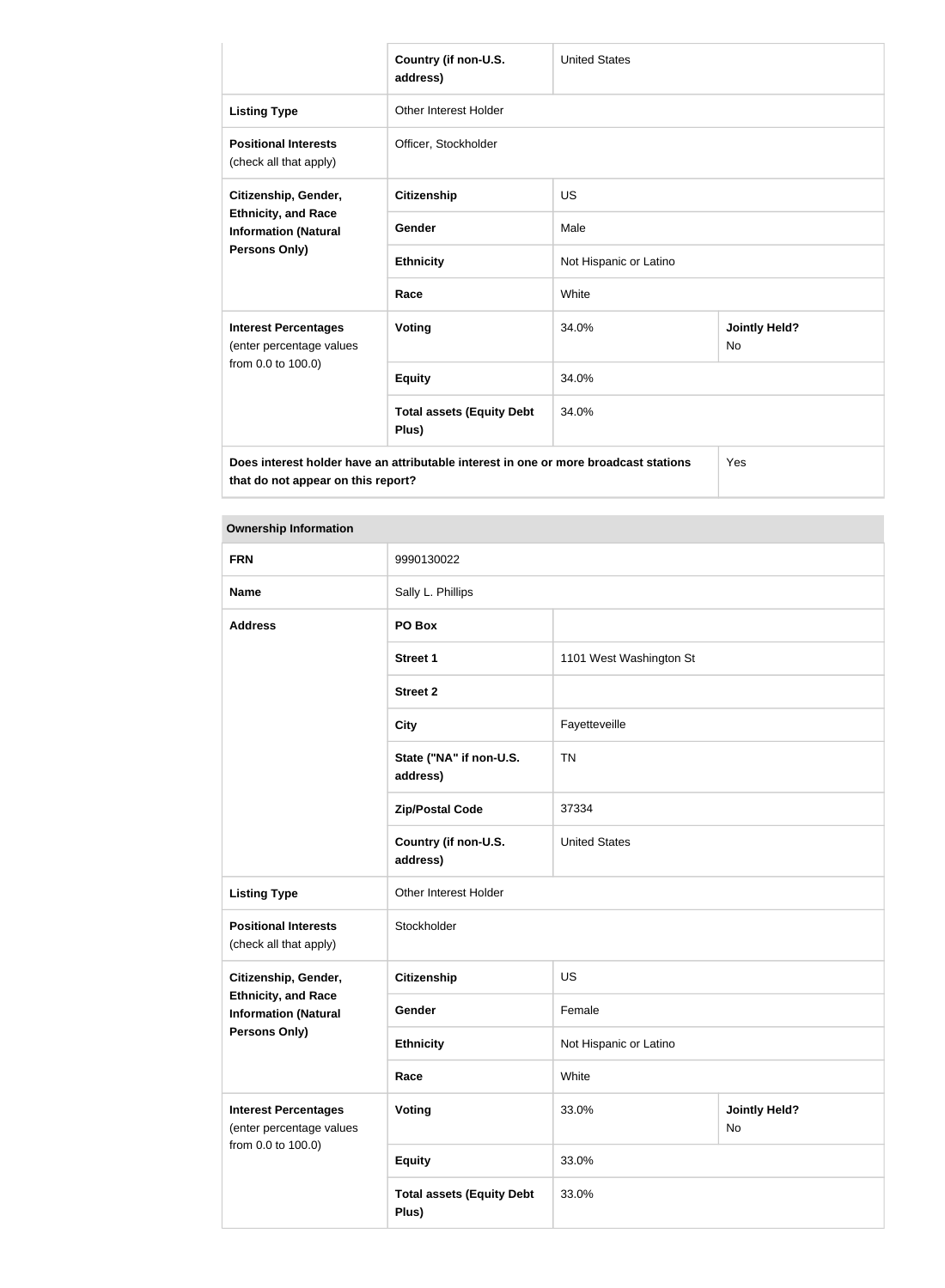| | | | |
|---|---|---|---|
| | Country (if non-U.S. address) | United States | |
| **Listing Type** | Other Interest Holder | | |
| **Positional Interests** (check all that apply) | Officer, Stockholder | | |
| **Citizenship, Gender, Ethnicity, and Race Information (Natural Persons Only)** | **Citizenship** | US | |
| | **Gender** | Male | |
| | **Ethnicity** | Not Hispanic or Latino | |
| | **Race** | White | |
| **Interest Percentages** (enter percentage values from 0.0 to 100.0) | **Voting** | 34.0% | **Jointly Held?** No |
| | **Equity** | 34.0% | |
| | **Total assets (Equity Debt Plus)** | 34.0% | |
| **Does interest holder have an attributable interest in one or more broadcast stations that do not appear on this report?** | | | Yes |

| **Ownership Information** | | | |
|---|---|---|---|
| **FRN** | 9990130022 | | |
| **Name** | Sally L. Phillips | | |
| **Address** | **PO Box** | | |
| | **Street 1** | 1101 West Washington St | |
| | **Street 2** | | |
| | **City** | Fayetteville | |
| | **State ("NA" if non-U.S. address)** | TN | |
| | **Zip/Postal Code** | 37334 | |
| | **Country (if non-U.S. address)** | United States | |
| **Listing Type** | Other Interest Holder | | |
| **Positional Interests** (check all that apply) | Stockholder | | |
| **Citizenship, Gender, Ethnicity, and Race Information (Natural Persons Only)** | **Citizenship** | US | |
| | **Gender** | Female | |
| | **Ethnicity** | Not Hispanic or Latino | |
| | **Race** | White | |
| **Interest Percentages** (enter percentage values from 0.0 to 100.0) | **Voting** | 33.0% | **Jointly Held?** No |
| | **Equity** | 33.0% | |
| | **Total assets (Equity Debt Plus)** | 33.0% | |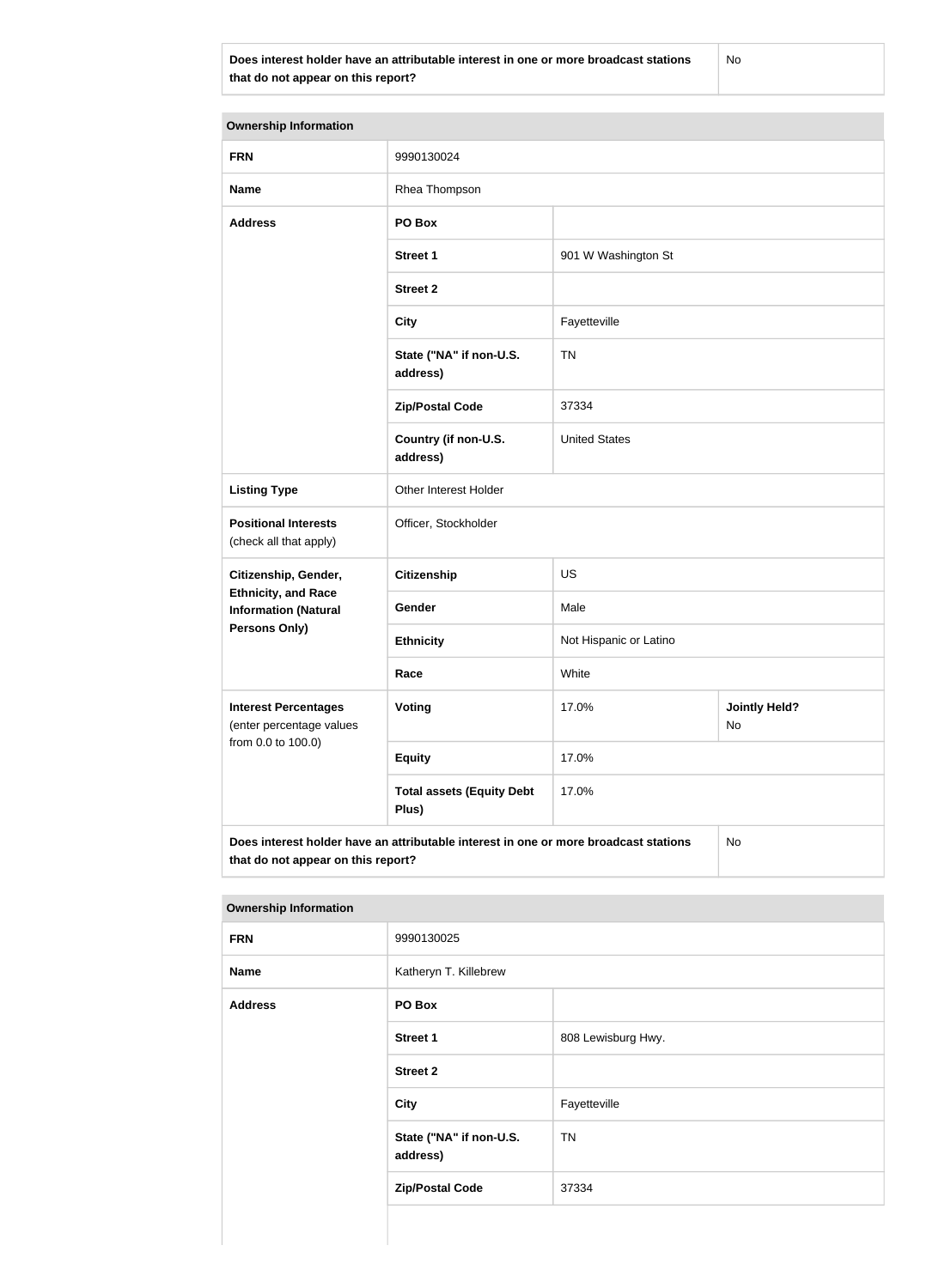| Does interest holder have an attributable interest in one or more broadcast stations that do not appear on this report? | No |
|---|---|

| Ownership Information | | | |
|---|---|---|---|
| **FRN** | 9990130024 | | |
| **Name** | Rhea Thompson | | |
| **Address** | **PO Box** | | |
| | **Street 1** | 901 W Washington St | |
| | **Street 2** | | |
| | **City** | Fayetteville | |
| | **State ("NA" if non-U.S. address)** | TN | |
| | **Zip/Postal Code** | 37334 | |
| | **Country (if non-U.S. address)** | United States | |
| **Listing Type** | Other Interest Holder | | |
| **Positional Interests** (check all that apply) | Officer, Stockholder | | |
| **Citizenship, Gender, Ethnicity, and Race Information (Natural Persons Only)** | **Citizenship** | US | |
| | **Gender** | Male | |
| | **Ethnicity** | Not Hispanic or Latino | |
| | **Race** | White | |
| **Interest Percentages** (enter percentage values from 0.0 to 100.0) | **Voting** | 17.0% | **Jointly Held?** No |
| | **Equity** | 17.0% | |
| | **Total assets (Equity Debt Plus)** | 17.0% | |

| Does interest holder have an attributable interest in one or more broadcast stations that do not appear on this report? | No |
|---|---|

| Ownership Information | | |
|---|---|---|
| **FRN** | 9990130025 | |
| **Name** | Katheryn T. Killebrew | |
| **Address** | **PO Box** | |
| | **Street 1** | 808 Lewisburg Hwy. |
| | **Street 2** | |
| | **City** | Fayetteville |
| | **State ("NA" if non-U.S. address)** | TN |
| | **Zip/Postal Code** | 37334 |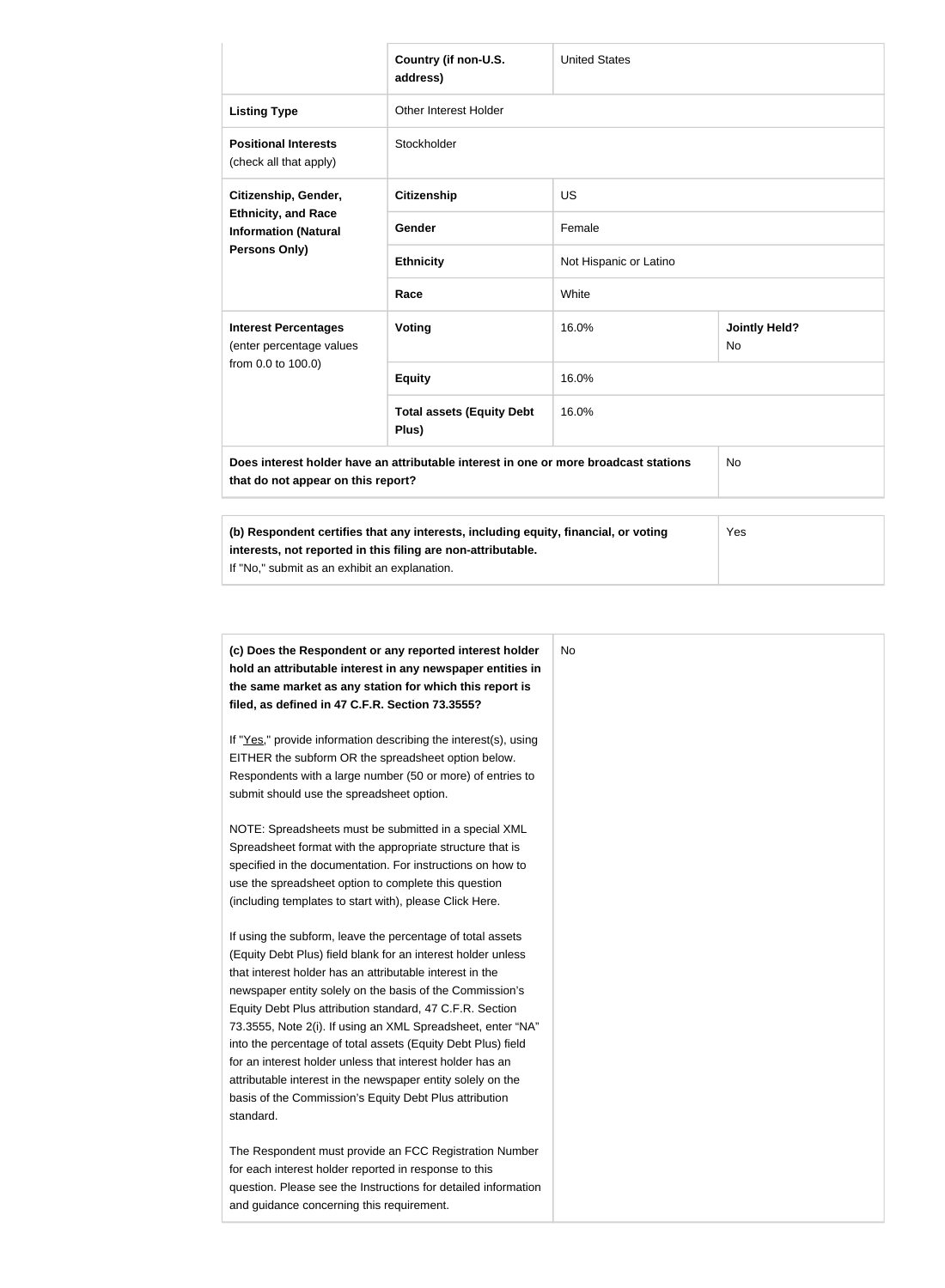| | | | |
|---|---|---|---|
| | **Country (if non-U.S. address)** | United States | |
| **Listing Type** | Other Interest Holder | | |
| **Positional Interests** (check all that apply) | Stockholder | | |
| **Citizenship, Gender, Ethnicity, and Race Information (Natural Persons Only)** | **Citizenship** | US | |
| | **Gender** | Female | |
| | **Ethnicity** | Not Hispanic or Latino | |
| | **Race** | White | |
| **Interest Percentages** (enter percentage values from 0.0 to 100.0) | **Voting** | 16.0% | **Jointly Held?** No |
| | **Equity** | 16.0% | |
| | **Total assets (Equity Debt Plus)** | 16.0% | |
| **Does interest holder have an attributable interest in one or more broadcast stations that do not appear on this report?** | | | No |

| | |
|---|---|
| **(b) Respondent certifies that any interests, including equity, financial, or voting interests, not reported in this filing are non-attributable.** If "No," submit as an exhibit an explanation. | Yes |

| | |
|---|---|
| **(c) Does the Respondent or any reported interest holder hold an attributable interest in any newspaper entities in the same market as any station for which this report is filed, as defined in 47 C.F.R. Section 73.3555?**<br><br>If "Yes," provide information describing the interest(s), using EITHER the subform OR the spreadsheet option below. Respondents with a large number (50 or more) of entries to submit should use the spreadsheet option.<br><br>NOTE: Spreadsheets must be submitted in a special XML Spreadsheet format with the appropriate structure that is specified in the documentation. For instructions on how to use the spreadsheet option to complete this question (including templates to start with), please Click Here.<br><br>If using the subform, leave the percentage of total assets (Equity Debt Plus) field blank for an interest holder unless that interest holder has an attributable interest in the newspaper entity solely on the basis of the Commission's Equity Debt Plus attribution standard, 47 C.F.R. Section 73.3555, Note 2(i). If using an XML Spreadsheet, enter "NA" into the percentage of total assets (Equity Debt Plus) field for an interest holder unless that interest holder has an attributable interest in the newspaper entity solely on the basis of the Commission's Equity Debt Plus attribution standard.<br><br>The Respondent must provide an FCC Registration Number for each interest holder reported in response to this question. Please see the Instructions for detailed information and guidance concerning this requirement. | No |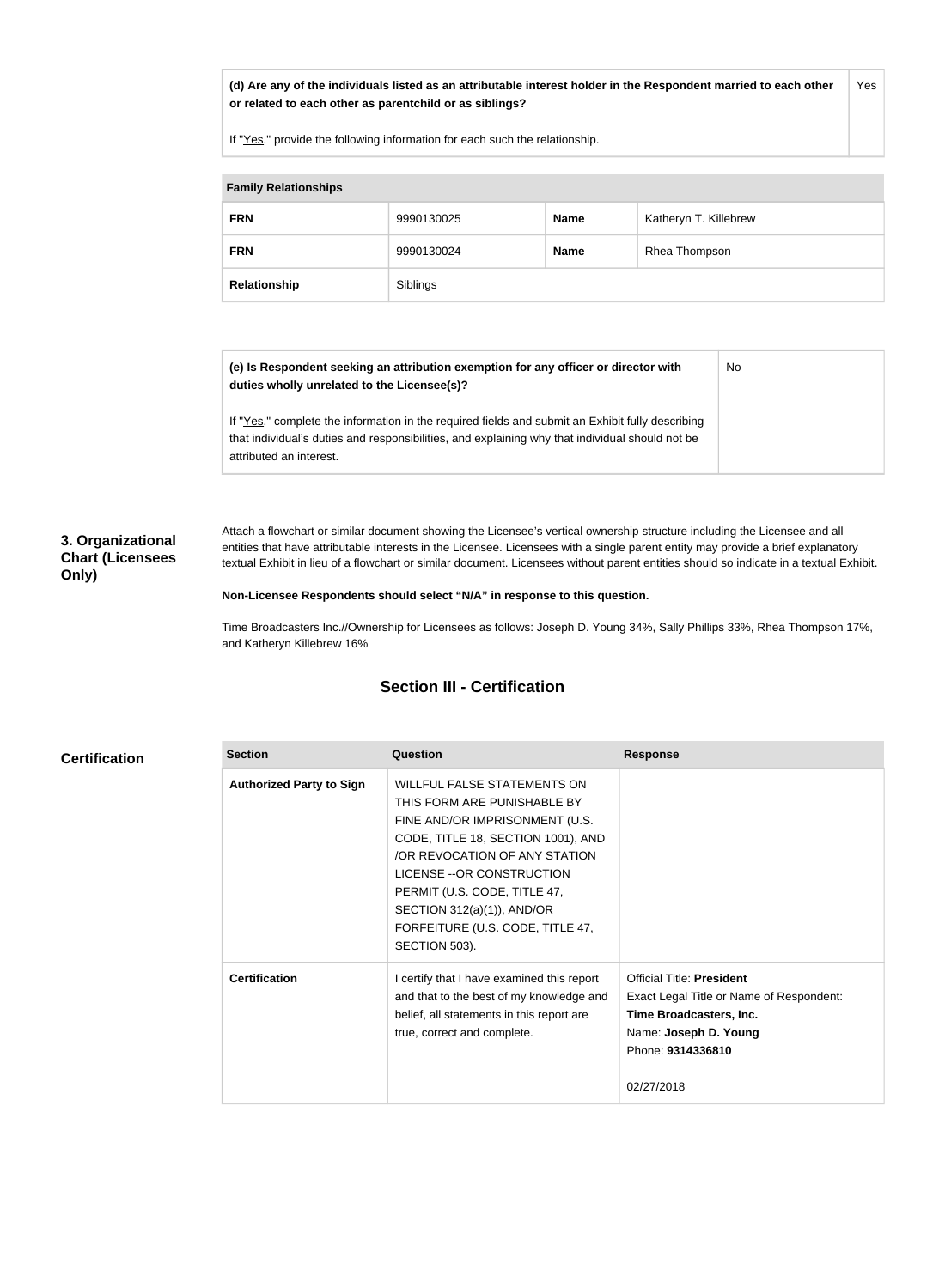| | |
|---|---|
| **(d) Are any of the individuals listed as an attributable interest holder in the Respondent married to each other or related to each other as parentchild or as siblings?**<br><br>If "Yes," provide the following information for each such the relationship. | Yes |

| Family Relationships | | | |
|---|---|---|---|
| **FRN** | 9990130025 | **Name** | Katheryn T. Killebrew |
| **FRN** | 9990130024 | **Name** | Rhea Thompson |
| **Relationship** | Siblings | | |

| | |
|---|---|
| **(e) Is Respondent seeking an attribution exemption for any officer or director with duties wholly unrelated to the Licensee(s)?**<br><br>If "Yes," complete the information in the required fields and submit an Exhibit fully describing that individual's duties and responsibilities, and explaining why that individual should not be attributed an interest. | No |

### 3. Organizational Chart (Licensees Only)

Attach a flowchart or similar document showing the Licensee's vertical ownership structure including the Licensee and all entities that have attributable interests in the Licensee. Licensees with a single parent entity may provide a brief explanatory textual Exhibit in lieu of a flowchart or similar document. Licensees without parent entities should so indicate in a textual Exhibit.

**Non-Licensee Respondents should select "N/A" in response to this question.**

Time Broadcasters Inc.//Ownership for Licensees as follows: Joseph D. Young 34%, Sally Phillips 33%, Rhea Thompson 17%, and Katheryn Killebrew 16%

## Section III - Certification

### Certification

| Section | Question | Response |
|---|---|---|
| **Authorized Party to Sign** | WILLFUL FALSE STATEMENTS ON THIS FORM ARE PUNISHABLE BY FINE AND/OR IMPRISONMENT (U.S. CODE, TITLE 18, SECTION 1001), AND /OR REVOCATION OF ANY STATION LICENSE --OR CONSTRUCTION PERMIT (U.S. CODE, TITLE 47, SECTION 312(a)(1)), AND/OR FORFEITURE (U.S. CODE, TITLE 47, SECTION 503). | |
| **Certification** | I certify that I have examined this report and that to the best of my knowledge and belief, all statements in this report are true, correct and complete. | Official Title: **President**<br>Exact Legal Title or Name of Respondent: **Time Broadcasters, Inc.**<br>Name: **Joseph D. Young**<br>Phone: **9314336810**<br><br>02/27/2018 |